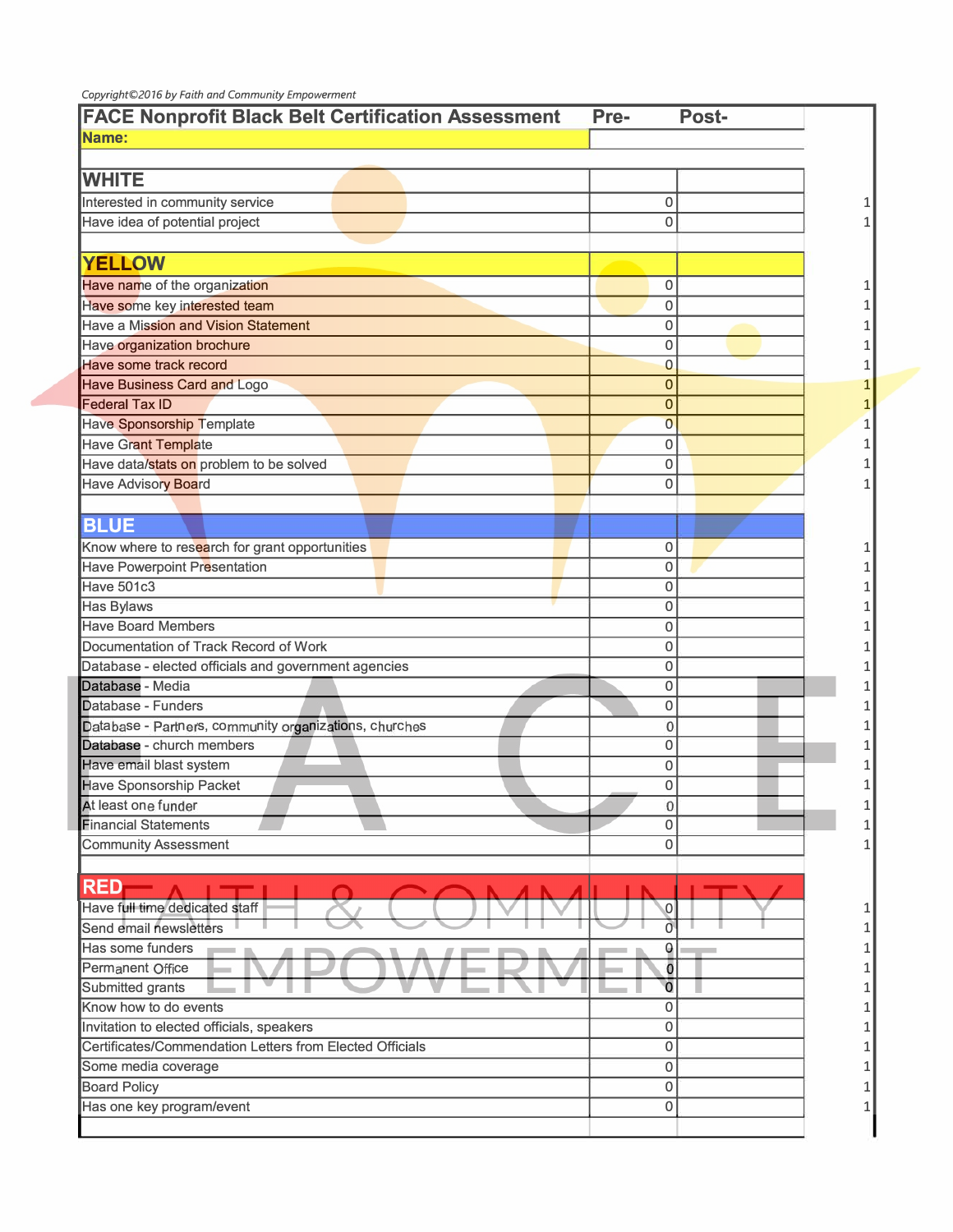Copyright©2016 by Faith and Community Empowerment

| FACE Nonprofit Black Belt Certification Assessment | Pre- | Post- | |
|---|---|---|---|
| **Name:** | | | |
| | | | |
| **WHITE** | | | |
| Interested in community service | 0 | | 1 |
| Have idea of potential project | 0 | | 1 |
| | | | |
| **YELLOW** | | | |
| Have name of the organization | 0 | | 1 |
| Have some key interested team | 0 | | 1 |
| Have a Mission and Vision Statement | 0 | | 1 |
| Have organization brochure | 0 | | 1 |
| Have some track record | 0 | | 1 |
| Have Business Card and Logo | 0 | | 1 |
| Federal Tax ID | 0 | | 1 |
| Have Sponsorship Template | 0 | | 1 |
| Have Grant Template | 0 | | 1 |
| Have data/stats on problem to be solved | 0 | | 1 |
| Have Advisory Board | 0 | | 1 |
| | | | |
| **BLUE** | | | |
| Know where to research for grant opportunities | 0 | | 1 |
| Have Powerpoint Presentation | 0 | | 1 |
| Have 501c3 | 0 | | 1 |
| Has Bylaws | 0 | | 1 |
| Have Board Members | 0 | | 1 |
| Documentation of Track Record of Work | 0 | | 1 |
| Database - elected officials and government agencies | 0 | | 1 |
| Database - Media | 0 | | 1 |
| Database - Funders | 0 | | 1 |
| Database - Partners, community organizations, churches | 0 | | 1 |
| Database - church members | 0 | | 1 |
| Have email blast system | 0 | | 1 |
| Have Sponsorship Packet | 0 | | 1 |
| At least one funder | 0 | | 1 |
| Financial Statements | 0 | | 1 |
| Community Assessment | 0 | | 1 |
| | | | |
| **RED** | | | |
| Have full time dedicated staff | 0 | | 1 |
| Send email newsletters | 0 | | 1 |
| Has some funders | 0 | | 1 |
| Permanent Office | 0 | | 1 |
| Submitted grants | 0 | | 1 |
| Know how to do events | 0 | | 1 |
| Invitation to elected officials, speakers | 0 | | 1 |
| Certificates/Commendation Letters from Elected Officials | 0 | | 1 |
| Some media coverage | 0 | | 1 |
| Board Policy | 0 | | 1 |
| Has one key program/event | 0 | | 1 |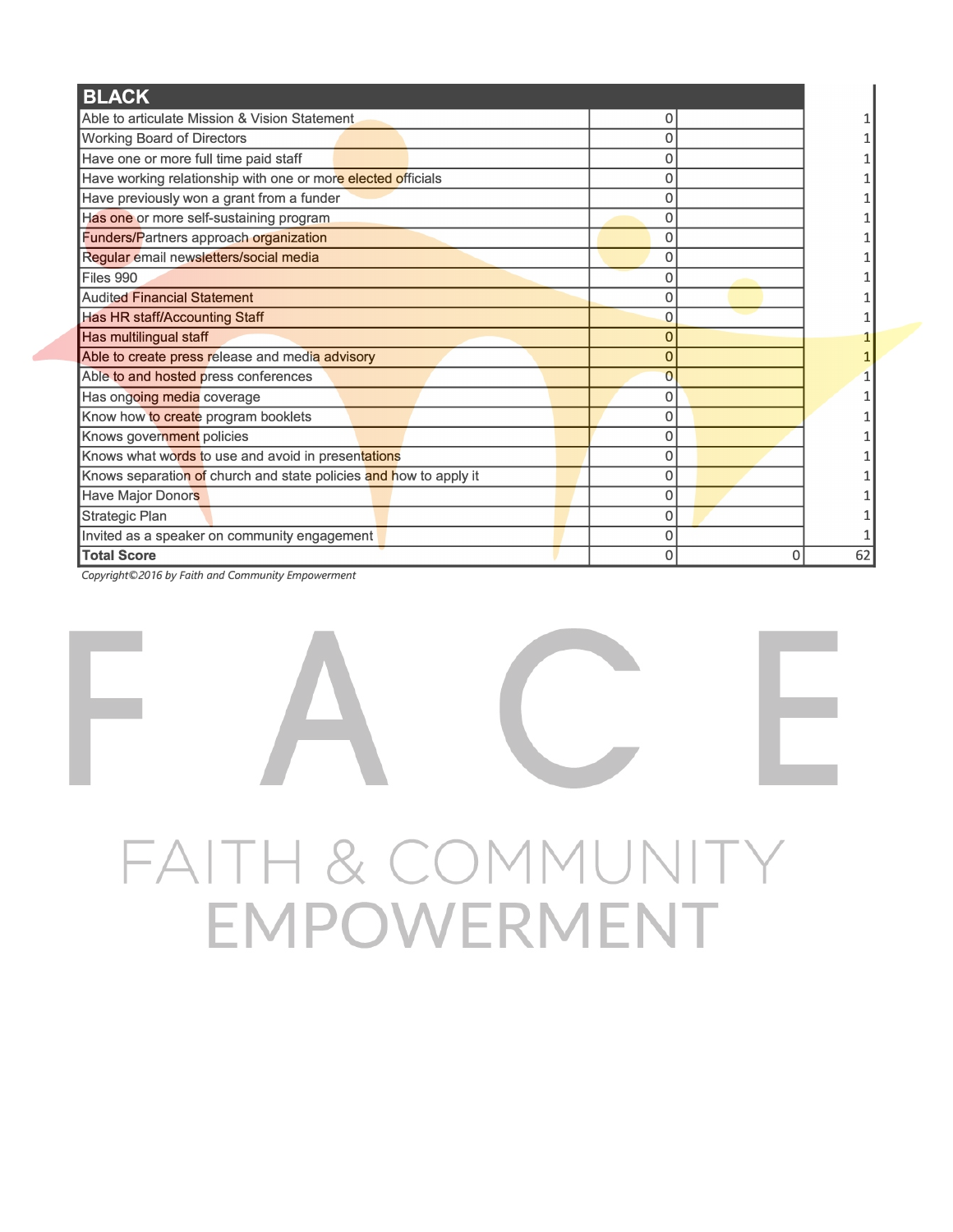| BLACK | | | |
|---|---|---|---|
| Able to articulate Mission & Vision Statement | 0 | | 1 |
| Working Board of Directors | 0 | | 1 |
| Have one or more full time paid staff | 0 | | 1 |
| Have working relationship with one or more elected officials | 0 | | 1 |
| Have previously won a grant from a funder | 0 | | 1 |
| Has one or more self-sustaining program | 0 | | 1 |
| Funders/Partners approach organization | 0 | | 1 |
| Regular email newsletters/social media | 0 | | 1 |
| Files 990 | 0 | | 1 |
| Audited Financial Statement | 0 | | 1 |
| Has HR staff/Accounting Staff | 0 | | 1 |
| Has multilingual staff | 0 | | 1 |
| Able to create press release and media advisory | 0 | | 1 |
| Able to and hosted press conferences | 0 | | 1 |
| Has ongoing media coverage | 0 | | 1 |
| Know how to create program booklets | 0 | | 1 |
| Knows government policies | 0 | | 1 |
| Knows what words to use and avoid in presentations | 0 | | 1 |
| Knows separation of church and state policies and how to apply it | 0 | | 1 |
| Have Major Donors | 0 | | 1 |
| Strategic Plan | 0 | | 1 |
| Invited as a speaker on community engagement | 0 | | 1 |
| **Total Score** | 0 | 0 | 62 |

*Copyright©2016 by Faith and Community Empowerment*

F A C E

FAITH & COMMUNITY
EMPOWERMENT